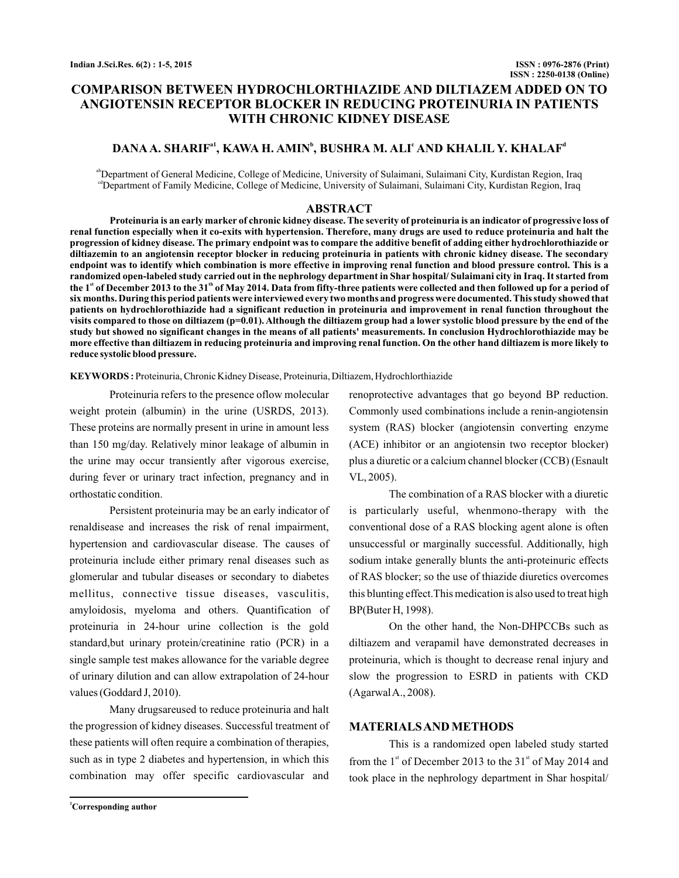# COMPARISON BETWEEN HYDROCHLORTHIAZIDE AND DILTIAZEM ADDED ON TO ANGIOTENSIN RECEPTOR BLOCKER IN REDUCING PROTEINURIA IN PATIENTS WITH CHRONIC KIDNEY DISEASE

**DANA A. SHARIF[a1], KAWA H. AMIN[b], BUSHRA M. ALI[c] AND KHALIL Y. KHALAF[d]**

[ab]Department of General Medicine, College of Medicine, University of Sulaimani, Sulaimani City, Kurdistan Region, Iraq
[cd]Department of Family Medicine, College of Medicine, University of Sulaimani, Sulaimani City, Kurdistan Region, Iraq

## ABSTRACT

**Proteinuria is an early marker of chronic kidney disease. The severity of proteinuria is an indicator of progressive loss of renal function especially when it co-exits with hypertension. Therefore, many drugs are used to reduce proteinuria and halt the progression of kidney disease. The primary endpoint was to compare the additive benefit of adding either hydrochlorothiazide or diltiazemin to an angiotensin receptor blocker in reducing proteinuria in patients with chronic kidney disease. The secondary endpoint was to identify which combination is more effective in improving renal function and blood pressure control. This is a randomized open-labeled study carried out in the nephrology department in Shar hospital/ Sulaimani city in Iraq. It started from the 1st of December 2013 to the 31th of May 2014. Data from fifty-three patients were collected and then followed up for a period of six months. During this period patients were interviewed every two months and progress were documented. This study showed that patients on hydrochlorothiazide had a significant reduction in proteinuria and improvement in renal function throughout the visits compared to those on diltiazem (p=0.01). Although the diltiazem group had a lower systolic blood pressure by the end of the study but showed no significant changes in the means of all patients' measurements. In conclusion Hydrochlorothiazide may be more effective than diltiazem in reducing proteinuria and improving renal function. On the other hand diltiazem is more likely to reduce systolic blood pressure.**

**KEYWORDS :** Proteinuria, Chronic Kidney Disease, Proteinuria, Diltiazem, Hydrochlorthiazide

Proteinuria refers to the presence oflow molecular weight protein (albumin) in the urine (USRDS, 2013). These proteins are normally present in urine in amount less than 150 mg/day. Relatively minor leakage of albumin in the urine may occur transiently after vigorous exercise, during fever or urinary tract infection, pregnancy and in orthostatic condition.

Persistent proteinuria may be an early indicator of renaldisease and increases the risk of renal impairment, hypertension and cardiovascular disease. The causes of proteinuria include either primary renal diseases such as glomerular and tubular diseases or secondary to diabetes mellitus, connective tissue diseases, vasculitis, amyloidosis, myeloma and others. Quantification of proteinuria in 24-hour urine collection is the gold standard,but urinary protein/creatinine ratio (PCR) in a single sample test makes allowance for the variable degree of urinary dilution and can allow extrapolation of 24-hour values (Goddard J, 2010).

Many drugsareused to reduce proteinuria and halt the progression of kidney diseases. Successful treatment of these patients will often require a combination of therapies, such as in type 2 diabetes and hypertension, in which this combination may offer specific cardiovascular and renoprotective advantages that go beyond BP reduction. Commonly used combinations include a renin-angiotensin system (RAS) blocker (angiotensin converting enzyme (ACE) inhibitor or an angiotensin two receptor blocker) plus a diuretic or a calcium channel blocker (CCB) (Esnault VL, 2005).

The combination of a RAS blocker with a diuretic is particularly useful, whenmono-therapy with the conventional dose of a RAS blocking agent alone is often unsuccessful or marginally successful. Additionally, high sodium intake generally blunts the anti-proteinuric effects of RAS blocker; so the use of thiazide diuretics overcomes this blunting effect.This medication is also used to treat high BP(Buter H, 1998).

On the other hand, the Non-DHPCCBs such as diltiazem and verapamil have demonstrated decreases in proteinuria, which is thought to decrease renal injury and slow the progression to ESRD in patients with CKD (Agarwal A., 2008).

## MATERIALS AND METHODS

This is a randomized open labeled study started from the 1st of December 2013 to the 31st of May 2014 and took place in the nephrology department in Shar hospital/

[1]Corresponding author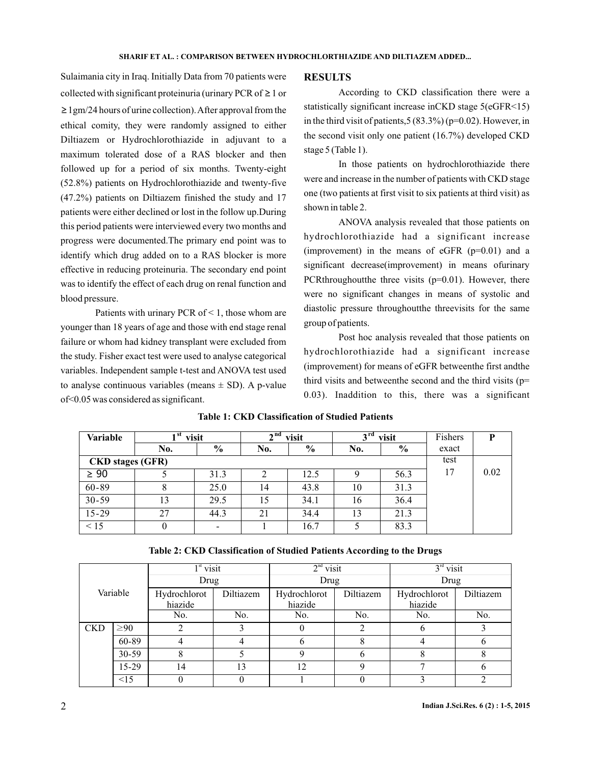Sulaimania city in Iraq. Initially Data from 70 patients were collected with significant proteinuria (urinary PCR of ≥ 1 or ≥ 1gm/24 hours of urine collection). After approval from the ethical comity, they were randomly assigned to either Diltiazem or Hydrochlorothiazide in adjuvant to a maximum tolerated dose of a RAS blocker and then followed up for a period of six months. Twenty-eight (52.8%) patients on Hydrochlorothiazide and twenty-five (47.2%) patients on Diltiazem finished the study and 17 patients were either declined or lost in the follow up.During this period patients were interviewed every two months and progress were documented.The primary end point was to identify which drug added on to a RAS blocker is more effective in reducing proteinuria. The secondary end point was to identify the effect of each drug on renal function and blood pressure.

Patients with urinary PCR of < 1, those whom are younger than 18 years of age and those with end stage renal failure or whom had kidney transplant were excluded from the study. Fisher exact test were used to analyse categorical variables. Independent sample t-test and ANOVA test used to analyse continuous variables (means ± SD). A p-value of<0.05 was considered as significant.

## RESULTS

According to CKD classification there were a statistically significant increase inCKD stage 5(eGFR<15) in the third visit of patients,5 (83.3%) (p=0.02). However, in the second visit only one patient (16.7%) developed CKD stage 5 (Table 1).

In those patients on hydrochlorothiazide there were and increase in the number of patients with CKD stage one (two patients at first visit to six patients at third visit) as shown in table 2.

ANOVA analysis revealed that those patients on hydrochlorothiazide had a significant increase (improvement) in the means of eGFR (p=0.01) and a significant decrease(improvement) in means ofurinary PCRthroughoutthe three visits (p=0.01). However, there were no significant changes in means of systolic and diastolic pressure throughoutthe threevisits for the same group of patients.

Post hoc analysis revealed that those patients on hydrochlorothiazide had a significant increase (improvement) for means of eGFR betweenthe first andthe third visits and betweenthe second and the third visits (p= 0.03). Inaddition to this, there was a significant

**Table 1: CKD Classification of Studied Patients**

| Variable | 1st visit | | 2nd visit | | 3rd visit | | Fishers exact test | P |
|---|---|---|---|---|---|---|---|---|
| | No. | % | No. | % | No. | % | | |
| **CKD stages (GFR)** | | | | | | | | |
| ≥ 90 | 5 | 31.3 | 2 | 12.5 | 9 | 56.3 | 17 | 0.02 |
| 60-89 | 8 | 25.0 | 14 | 43.8 | 10 | 31.3 | | |
| 30-59 | 13 | 29.5 | 15 | 34.1 | 16 | 36.4 | | |
| 15-29 | 27 | 44.3 | 21 | 34.4 | 13 | 21.3 | | |
| < 15 | 0 | - | 1 | 16.7 | 5 | 83.3 | | |

**Table 2: CKD Classification of Studied Patients According to the Drugs**

| Variable | | 1st visit | | 2nd visit | | 3rd visit | |
|---|---|---|---|---|---|---|---|
| | | Drug | | Drug | | Drug | |
| | | Hydrochlorothiazide | Diltiazem | Hydrochlorothiazide | Diltiazem | Hydrochlorothiazide | Diltiazem |
| | | No. | No. | No. | No. | No. | No. |
| CKD | ≥90 | 2 | 3 | 0 | 2 | 6 | 3 |
| | 60-89 | 4 | 4 | 6 | 8 | 4 | 6 |
| | 30-59 | 8 | 5 | 9 | 6 | 8 | 8 |
| | 15-29 | 14 | 13 | 12 | 9 | 7 | 6 |
| | <15 | 0 | 0 | 1 | 0 | 3 | 2 |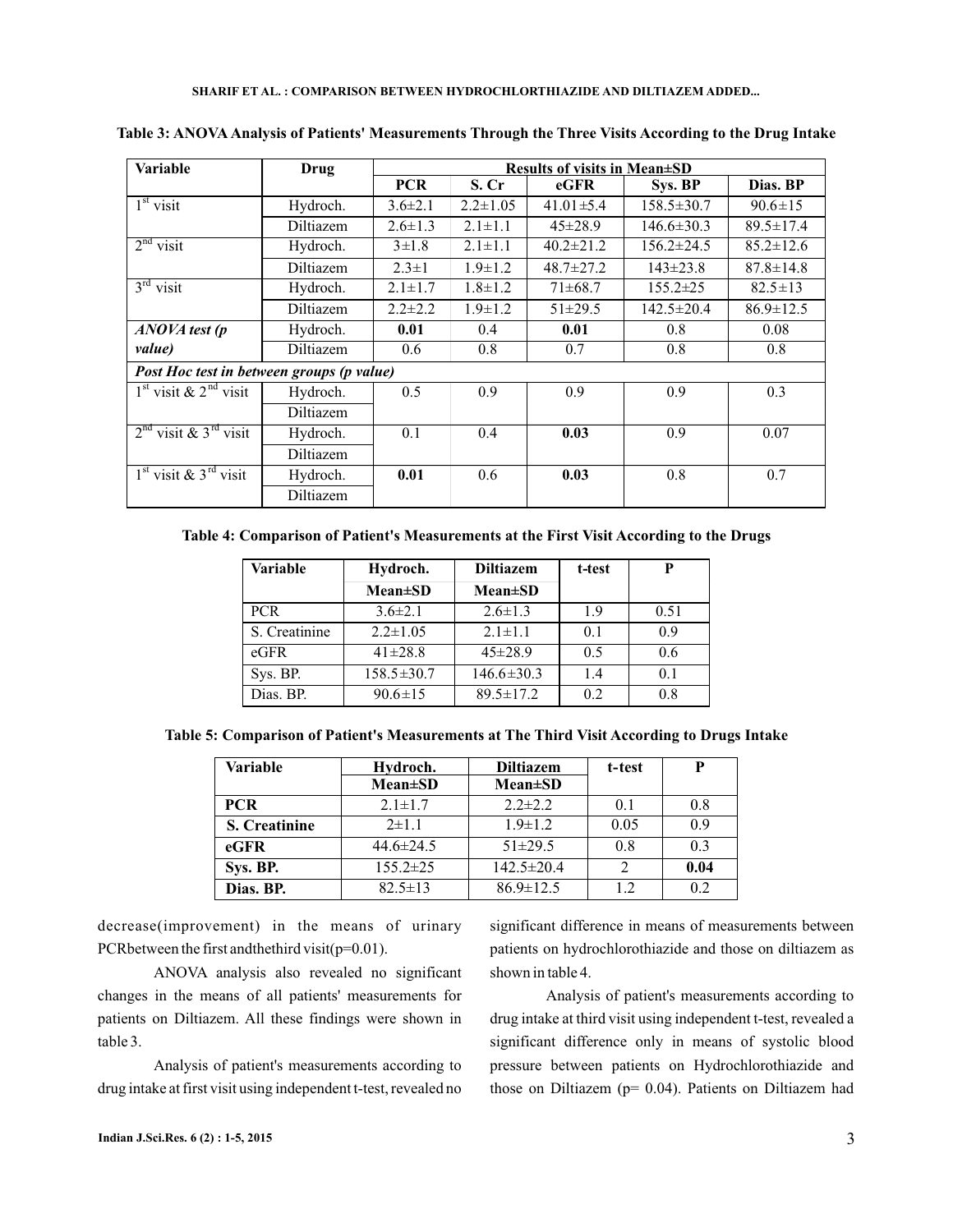**Table 3: ANOVA Analysis of Patients' Measurements Through the Three Visits According to the Drug Intake**

| Variable | Drug | Results of visits in Mean±SD | | | | |
|---|---|---|---|---|---|---|
| | | PCR | S. Cr | eGFR | Sys. BP | Dias. BP |
| 1st visit | Hydroch. | 3.6±2.1 | 2.2±1.05 | 41.01±5.4 | 158.5±30.7 | 90.6±15 |
| | Diltiazem | 2.6±1.3 | 2.1±1.1 | 45±28.9 | 146.6±30.3 | 89.5±17.4 |
| 2nd visit | Hydroch. | 3±1.8 | 2.1±1.1 | 40.2±21.2 | 156.2±24.5 | 85.2±12.6 |
| | Diltiazem | 2.3±1 | 1.9±1.2 | 48.7±27.2 | 143±23.8 | 87.8±14.8 |
| 3rd visit | Hydroch. | 2.1±1.7 | 1.8±1.2 | 71±68.7 | 155.2±25 | 82.5±13 |
| | Diltiazem | 2.2±2.2 | 1.9±1.2 | 51±29.5 | 142.5±20.4 | 86.9±12.5 |
| *ANOVA test (p value)* | Hydroch. | **0.01** | 0.4 | **0.01** | 0.8 | 0.08 |
| | Diltiazem | 0.6 | 0.8 | 0.7 | 0.8 | 0.8 |
| ***Post Hoc test in between groups (p value)*** | | | | | | |
| 1st visit & 2nd visit | Hydroch. | 0.5 | 0.9 | 0.9 | 0.9 | 0.3 |
| | Diltiazem | | | | | |
| 2nd visit & 3rd visit | Hydroch. | 0.1 | 0.4 | **0.03** | 0.9 | 0.07 |
| | Diltiazem | | | | | |
| 1st visit & 3rd visit | Hydroch. | **0.01** | 0.6 | **0.03** | 0.8 | 0.7 |
| | Diltiazem | | | | | |

**Table 4: Comparison of Patient's Measurements at the First Visit According to the Drugs**

| Variable | Hydroch. | Diltiazem | t-test | P |
|---|---|---|---|---|
| | Mean±SD | Mean±SD | | |
| PCR | 3.6±2.1 | 2.6±1.3 | 1.9 | 0.51 |
| S. Creatinine | 2.2±1.05 | 2.1±1.1 | 0.1 | 0.9 |
| eGFR | 41±28.8 | 45±28.9 | 0.5 | 0.6 |
| Sys. BP. | 158.5±30.7 | 146.6±30.3 | 1.4 | 0.1 |
| Dias. BP. | 90.6±15 | 89.5±17.2 | 0.2 | 0.8 |

**Table 5: Comparison of Patient's Measurements at The Third Visit According to Drugs Intake**

| Variable | Hydroch. Mean±SD | Diltiazem Mean±SD | t-test | P |
|---|---|---|---|---|
| **PCR** | 2.1±1.7 | 2.2±2.2 | 0.1 | 0.8 |
| **S. Creatinine** | 2±1.1 | 1.9±1.2 | 0.05 | 0.9 |
| **eGFR** | 44.6±24.5 | 51±29.5 | 0.8 | 0.3 |
| **Sys. BP.** | 155.2±25 | 142.5±20.4 | 2 | **0.04** |
| **Dias. BP.** | 82.5±13 | 86.9±12.5 | 1.2 | 0.2 |

decrease(improvement) in the means of urinary PCRbetween the first andthethird visit(p=0.01).

ANOVA analysis also revealed no significant changes in the means of all patients' measurements for patients on Diltiazem. All these findings were shown in table 3.

Analysis of patient's measurements according to drug intake at first visit using independent t-test, revealed no significant difference in means of measurements between patients on hydrochlorothiazide and those on diltiazem as shown in table 4.

Analysis of patient's measurements according to drug intake at third visit using independent t-test, revealed a significant difference only in means of systolic blood pressure between patients on Hydrochlorothiazide and those on Diltiazem (p= 0.04). Patients on Diltiazem had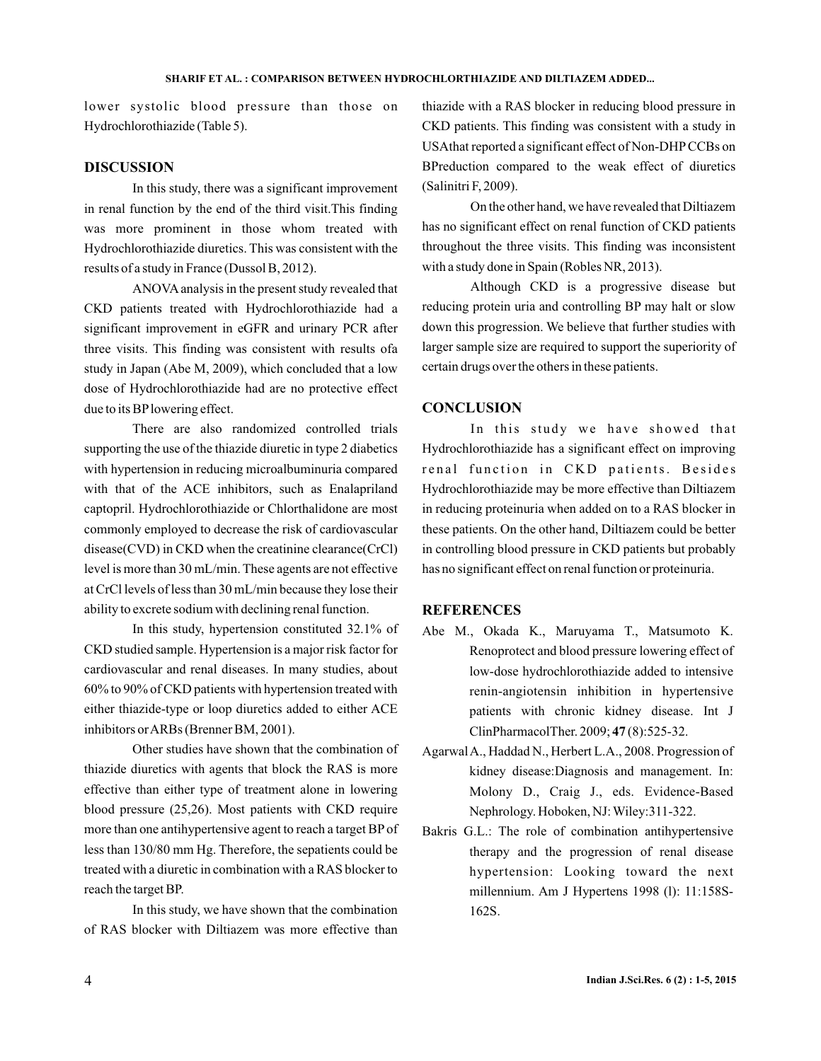lower systolic blood pressure than those on Hydrochlorothiazide (Table 5).

## DISCUSSION

In this study, there was a significant improvement in renal function by the end of the third visit.This finding was more prominent in those whom treated with Hydrochlorothiazide diuretics. This was consistent with the results of a study in France (Dussol B, 2012).

ANOVA analysis in the present study revealed that CKD patients treated with Hydrochlorothiazide had a significant improvement in eGFR and urinary PCR after three visits. This finding was consistent with results ofa study in Japan (Abe M, 2009), which concluded that a low dose of Hydrochlorothiazide had are no protective effect due to its BP lowering effect.

There are also randomized controlled trials supporting the use of the thiazide diuretic in type 2 diabetics with hypertension in reducing microalbuminuria compared with that of the ACE inhibitors, such as Enalapriland captopril. Hydrochlorothiazide or Chlorthalidone are most commonly employed to decrease the risk of cardiovascular disease(CVD) in CKD when the creatinine clearance(CrCl) level is more than 30 mL/min. These agents are not effective at CrCl levels of less than 30 mL/min because they lose their ability to excrete sodium with declining renal function.

In this study, hypertension constituted 32.1% of CKD studied sample. Hypertension is a major risk factor for cardiovascular and renal diseases. In many studies, about 60% to 90% of CKD patients with hypertension treated with either thiazide-type or loop diuretics added to either ACE inhibitors or ARBs (Brenner BM, 2001).

Other studies have shown that the combination of thiazide diuretics with agents that block the RAS is more effective than either type of treatment alone in lowering blood pressure (25,26). Most patients with CKD require more than one antihypertensive agent to reach a target BP of less than 130/80 mm Hg. Therefore, the sepatients could be treated with a diuretic in combination with a RAS blocker to reach the target BP.

In this study, we have shown that the combination of RAS blocker with Diltiazem was more effective than thiazide with a RAS blocker in reducing blood pressure in CKD patients. This finding was consistent with a study in USAthat reported a significant effect of Non-DHP CCBs on BPreduction compared to the weak effect of diuretics (Salinitri F, 2009).

On the other hand, we have revealed that Diltiazem has no significant effect on renal function of CKD patients throughout the three visits. This finding was inconsistent with a study done in Spain (Robles NR, 2013).

Although CKD is a progressive disease but reducing protein uria and controlling BP may halt or slow down this progression. We believe that further studies with larger sample size are required to support the superiority of certain drugs over the others in these patients.

## CONCLUSION

In this study we have showed that Hydrochlorothiazide has a significant effect on improving renal function in CKD patients. Besides Hydrochlorothiazide may be more effective than Diltiazem in reducing proteinuria when added on to a RAS blocker in these patients. On the other hand, Diltiazem could be better in controlling blood pressure in CKD patients but probably has no significant effect on renal function or proteinuria.

## REFERENCES

Abe M., Okada K., Maruyama T., Matsumoto K. Renoprotect and blood pressure lowering effect of low-dose hydrochlorothiazide added to intensive renin-angiotensin inhibition in hypertensive patients with chronic kidney disease. Int J ClinPharmacolTher. 2009; **47** (8):525-32.

Agarwal A., Haddad N., Herbert L.A., 2008. Progression of kidney disease:Diagnosis and management. In: Molony D., Craig J., eds. Evidence-Based Nephrology. Hoboken, NJ: Wiley:311-322.

Bakris G.L.: The role of combination antihypertensive therapy and the progression of renal disease hypertension: Looking toward the next millennium. Am J Hypertens 1998 (l): 11:158S-162S.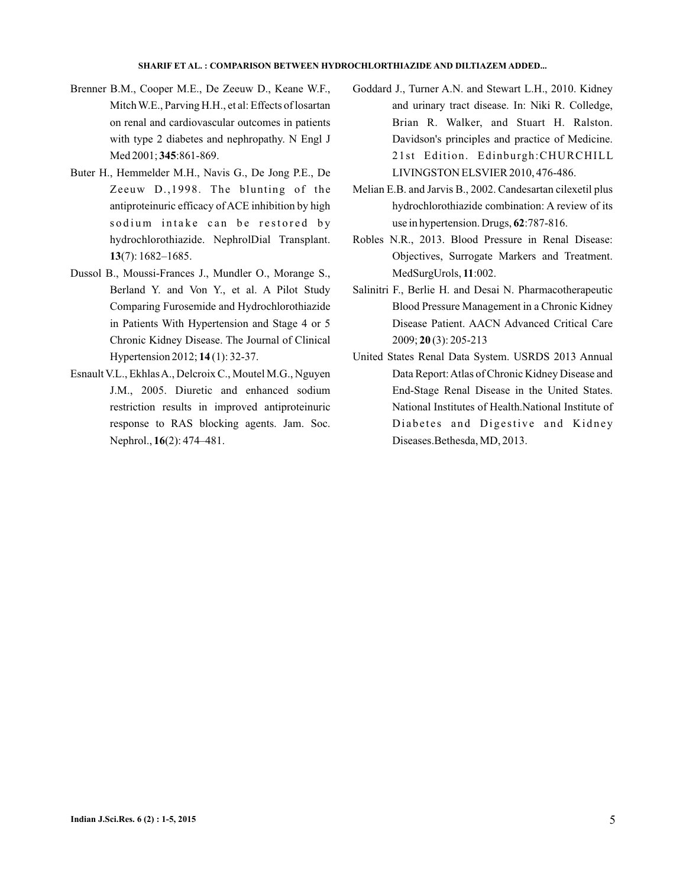Brenner B.M., Cooper M.E., De Zeeuw D., Keane W.F., Mitch W.E., Parving H.H., et al: Effects of losartan on renal and cardiovascular outcomes in patients with type 2 diabetes and nephropathy. N Engl J Med 2001; **345**:861-869.

Buter H., Hemmelder M.H., Navis G., De Jong P.E., De Zeeuw D.,1998. The blunting of the antiproteinuric efficacy of ACE inhibition by high sodium intake can be restored by hydrochlorothiazide. NephrolDial Transplant. **13**(7): 1682–1685.

Dussol B., Moussi-Frances J., Mundler O., Morange S., Berland Y. and Von Y., et al. A Pilot Study Comparing Furosemide and Hydrochlorothiazide in Patients With Hypertension and Stage 4 or 5 Chronic Kidney Disease. The Journal of Clinical Hypertension 2012; **14** (1): 32-37.

Esnault V.L., Ekhlas A., Delcroix C., Moutel M.G., Nguyen J.M., 2005. Diuretic and enhanced sodium restriction results in improved antiproteinuric response to RAS blocking agents. Jam. Soc. Nephrol., **16**(2): 474–481.

Goddard J., Turner A.N. and Stewart L.H., 2010. Kidney and urinary tract disease. In: Niki R. Colledge, Brian R. Walker, and Stuart H. Ralston. Davidson's principles and practice of Medicine. 21st Edition. Edinburgh:CHURCHILL LIVINGSTON ELSVIER 2010, 476-486.

Melian E.B. and Jarvis B., 2002. Candesartan cilexetil plus hydrochlorothiazide combination: A review of its use in hypertension. Drugs, **62**:787-816.

Robles N.R., 2013. Blood Pressure in Renal Disease: Objectives, Surrogate Markers and Treatment. MedSurgUrols, **11**:002.

Salinitri F., Berlie H. and Desai N. Pharmacotherapeutic Blood Pressure Management in a Chronic Kidney Disease Patient. AACN Advanced Critical Care 2009; **20** (3): 205-213

United States Renal Data System. USRDS 2013 Annual Data Report: Atlas of Chronic Kidney Disease and End-Stage Renal Disease in the United States. National Institutes of Health.National Institute of Diabetes and Digestive and Kidney Diseases.Bethesda, MD, 2013.